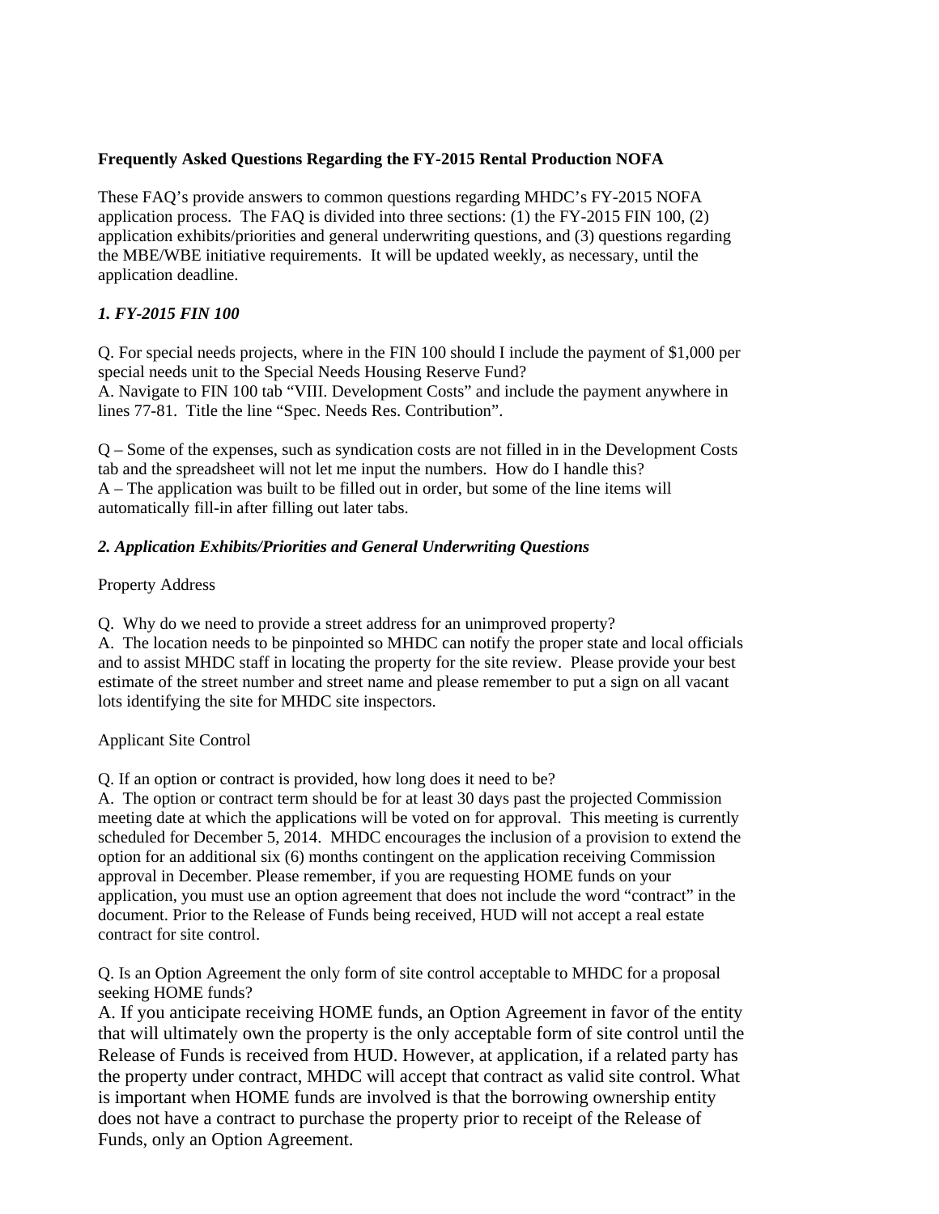**Frequently Asked Questions Regarding the FY-2015 Rental Production NOFA**

These FAQ's provide answers to common questions regarding MHDC's FY-2015 NOFA application process. The FAQ is divided into three sections: (1) the FY-2015 FIN 100, (2) application exhibits/priorities and general underwriting questions, and (3) questions regarding the MBE/WBE initiative requirements. It will be updated weekly, as necessary, until the application deadline.

***1. FY-2015 FIN 100***

Q. For special needs projects, where in the FIN 100 should I include the payment of $1,000 per special needs unit to the Special Needs Housing Reserve Fund?
A. Navigate to FIN 100 tab "VIII. Development Costs" and include the payment anywhere in lines 77-81. Title the line "Spec. Needs Res. Contribution".

Q – Some of the expenses, such as syndication costs are not filled in in the Development Costs tab and the spreadsheet will not let me input the numbers. How do I handle this?
A – The application was built to be filled out in order, but some of the line items will automatically fill-in after filling out later tabs.

***2. Application Exhibits/Priorities and General Underwriting Questions***

Property Address

Q. Why do we need to provide a street address for an unimproved property?
A. The location needs to be pinpointed so MHDC can notify the proper state and local officials and to assist MHDC staff in locating the property for the site review. Please provide your best estimate of the street number and street name and please remember to put a sign on all vacant lots identifying the site for MHDC site inspectors.

Applicant Site Control

Q. If an option or contract is provided, how long does it need to be?
A. The option or contract term should be for at least 30 days past the projected Commission meeting date at which the applications will be voted on for approval. This meeting is currently scheduled for December 5, 2014. MHDC encourages the inclusion of a provision to extend the option for an additional six (6) months contingent on the application receiving Commission approval in December. Please remember, if you are requesting HOME funds on your application, you must use an option agreement that does not include the word "contract" in the document. Prior to the Release of Funds being received, HUD will not accept a real estate contract for site control.

Q. Is an Option Agreement the only form of site control acceptable to MHDC for a proposal seeking HOME funds?
A. If you anticipate receiving HOME funds, an Option Agreement in favor of the entity that will ultimately own the property is the only acceptable form of site control until the Release of Funds is received from HUD. However, at application, if a related party has the property under contract, MHDC will accept that contract as valid site control. What is important when HOME funds are involved is that the borrowing ownership entity does not have a contract to purchase the property prior to receipt of the Release of Funds, only an Option Agreement.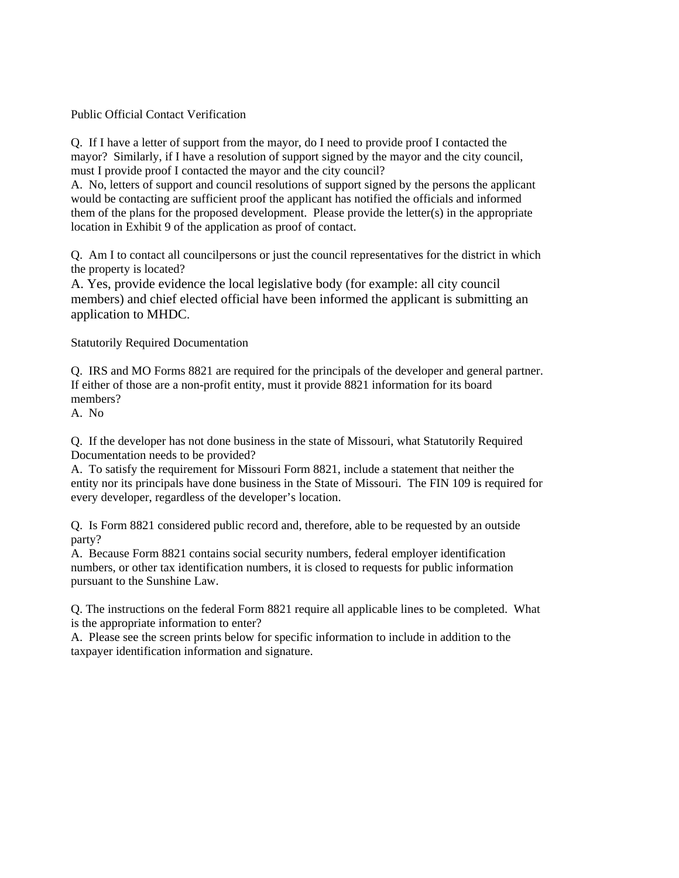## Public Official Contact Verification

Q. If I have a letter of support from the mayor, do I need to provide proof I contacted the mayor? Similarly, if I have a resolution of support signed by the mayor and the city council, must I provide proof I contacted the mayor and the city council?

A. No, letters of support and council resolutions of support signed by the persons the applicant would be contacting are sufficient proof the applicant has notified the officials and informed them of the plans for the proposed development. Please provide the letter(s) in the appropriate location in Exhibit 9 of the application as proof of contact.

Q. Am I to contact all councilpersons or just the council representatives for the district in which the property is located?

A. Yes, provide evidence the local legislative body (for example: all city council members) and chief elected official have been informed the applicant is submitting an application to MHDC.

## Statutorily Required Documentation

Q. IRS and MO Forms 8821 are required for the principals of the developer and general partner. If either of those are a non-profit entity, must it provide 8821 information for its board members?

A. No

Q. If the developer has not done business in the state of Missouri, what Statutorily Required Documentation needs to be provided?

A. To satisfy the requirement for Missouri Form 8821, include a statement that neither the entity nor its principals have done business in the State of Missouri. The FIN 109 is required for every developer, regardless of the developer's location.

Q. Is Form 8821 considered public record and, therefore, able to be requested by an outside party?

A. Because Form 8821 contains social security numbers, federal employer identification numbers, or other tax identification numbers, it is closed to requests for public information pursuant to the Sunshine Law.

Q. The instructions on the federal Form 8821 require all applicable lines to be completed. What is the appropriate information to enter?

A. Please see the screen prints below for specific information to include in addition to the taxpayer identification information and signature.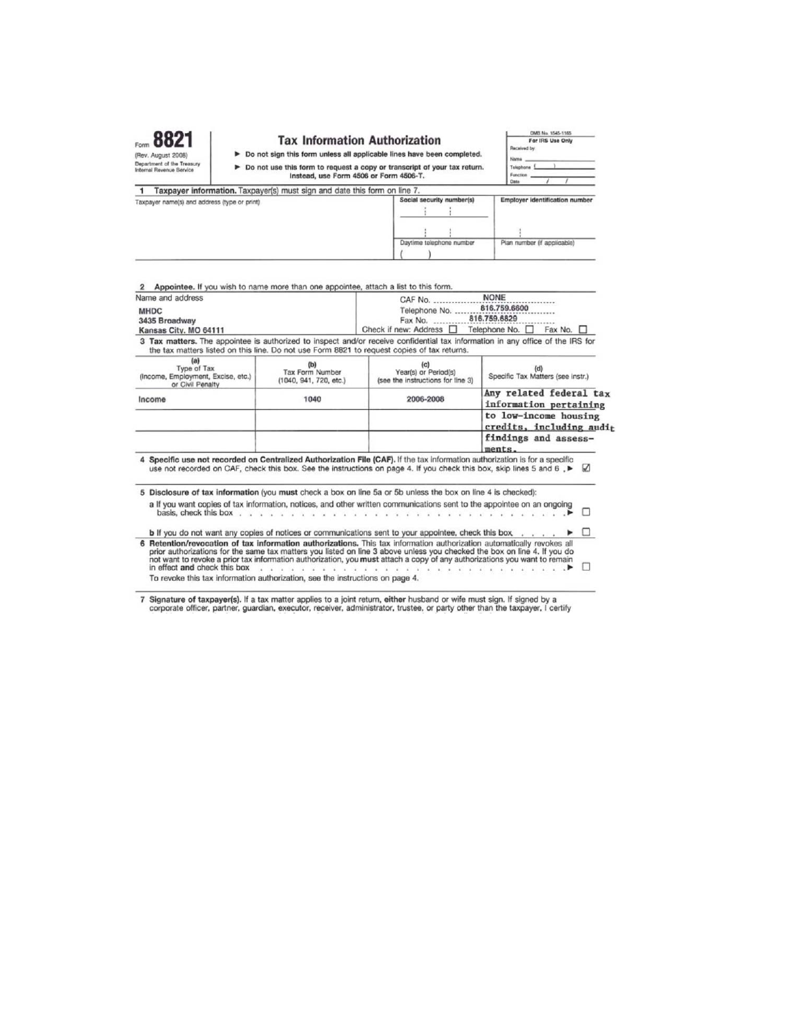Form **8821**
(Rev. August 2008)
Department of the Treasury
Internal Revenue Service

# Tax Information Authorization

▶ Do not sign this form unless all applicable lines have been completed.

▶ Do not use this form to request a copy or transcript of your tax return. Instead, use Form 4506 or Form 4506-T.

OMB No. 1545-1165

**For IRS Use Only**
Received by:
Name ______
Telephone ( )______
Function ______
Date / /

**1 Taxpayer information.** Taxpayer(s) must sign and date this form on line 7.

| Taxpayer name(s) and address (type or print) | Social security number(s) | Employer identification number |
|---|---|---|
| | | |
| | Daytime telephone number ( ) | Plan number (if applicable) |

**2 Appointee.** If you wish to name more than one appointee, attach a list to this form.

| Name and address | |
|---|---|
| MHDC<br>3435 Broadway<br>Kansas City, MO 64111 | CAF No. NONE<br>Telephone No. 816.759.6600<br>Fax No. 816.759.6829<br>Check if new: Address ☐ Telephone No. ☐ Fax No. ☐ |

**3 Tax matters.** The appointee is authorized to inspect and/or receive confidential tax information in any office of the IRS for the tax matters listed on this line. Do not use Form 8821 to request copies of tax returns.

| (a) Type of Tax (Income, Employment, Excise, etc.) or Civil Penalty | (b) Tax Form Number (1040, 941, 720, etc.) | (c) Year(s) or Period(s) (see the instructions for line 3) | (d) Specific Tax Matters (see instr.) |
|---|---|---|---|
| Income | 1040 | 2006-2008 | Any related federal tax information pertaining |
| | | | to low-income housing credits, including audit |
| | | | findings and assess-ments. |

**4 Specific use not recorded on Centralized Authorization File (CAF).** If the tax information authorization is for a specific use not recorded on CAF, check this box. See the instructions on page 4. If you check this box, skip lines 5 and 6 . ▶ ☑

**5 Disclosure of tax information** (you **must** check a box on line 5a or 5b unless the box on line 4 is checked):

a If you want copies of tax information, notices, and other written communications sent to the appointee on an ongoing basis, check this box . . . ▶ ☐

b If you do not want any copies of notices or communications sent to your appointee, check this box . . . . . ▶ ☐

**6 Retention/revocation of tax information authorizations.** This tax information authorization automatically revokes all prior authorizations for the same tax matters you listed on line 3 above unless you checked the box on line 4. If you do not want to revoke a prior tax information authorization, you **must** attach a copy of any authorizations you want to remain in effect **and** check this box . . . ▶ ☐

To revoke this tax information authorization, see the instructions on page 4.

**7 Signature of taxpayer(s).** If a tax matter applies to a joint return, **either** husband or wife must sign. If signed by a corporate officer, partner, guardian, executor, receiver, administrator, trustee, or party other than the taxpayer, I certify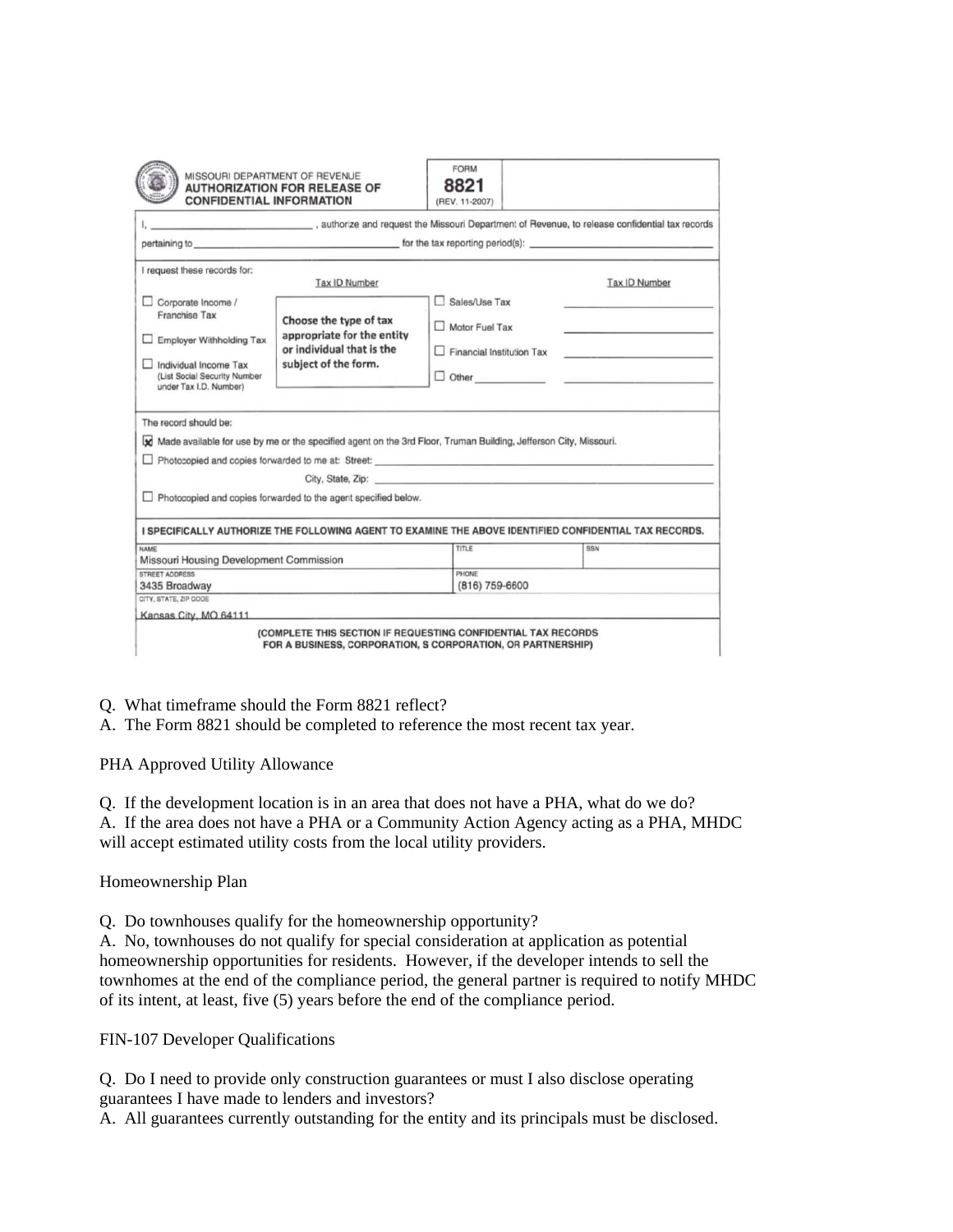MISSOURI DEPARTMENT OF REVENUE
**AUTHORIZATION FOR RELEASE OF CONFIDENTIAL INFORMATION**

FORM **8821** (REV. 11-2007)

I, ______________________________, authorize and request the Missouri Department of Revenue, to release confidential tax records pertaining to ______________________________ for the tax reporting period(s): ______________________________

I request these records for:

| | Tax ID Number | | Tax ID Number |
|---|---|---|---|
| ☐ Corporate Income / Franchise Tax | Choose the type of tax appropriate for the entity or individual that is the subject of the form. | ☐ Sales/Use Tax | ____________ |
| ☐ Employer Withholding Tax | | ☐ Motor Fuel Tax | ____________ |
| ☐ Individual Income Tax (List Social Security Number under Tax I.D. Number) | | ☐ Financial Institution Tax | ____________ |
| | | ☐ Other ____________ | ____________ |

The record should be:

☒ Made available for use by me or the specified agent on the 3rd Floor, Truman Building, Jefferson City, Missouri.

☐ Photocopied and copies forwarded to me at: Street: ______________________________

City, State, Zip: ______________________________

☐ Photocopied and copies forwarded to the agent specified below.

**I SPECIFICALLY AUTHORIZE THE FOLLOWING AGENT TO EXAMINE THE ABOVE IDENTIFIED CONFIDENTIAL TAX RECORDS.**

| NAME | TITLE | SSN |
|---|---|---|
| Missouri Housing Development Commission | | |
| STREET ADDRESS | PHONE | |
| 3435 Broadway | (816) 759-6600 | |
| CITY, STATE, ZIP CODE | | |
| Kansas City, MO 64111 | | |

**(COMPLETE THIS SECTION IF REQUESTING CONFIDENTIAL TAX RECORDS FOR A BUSINESS, CORPORATION, S CORPORATION, OR PARTNERSHIP)**

Q. What timeframe should the Form 8821 reflect?
A. The Form 8821 should be completed to reference the most recent tax year.

PHA Approved Utility Allowance

Q. If the development location is in an area that does not have a PHA, what do we do?
A. If the area does not have a PHA or a Community Action Agency acting as a PHA, MHDC will accept estimated utility costs from the local utility providers.

Homeownership Plan

Q. Do townhouses qualify for the homeownership opportunity?
A. No, townhouses do not qualify for special consideration at application as potential homeownership opportunities for residents. However, if the developer intends to sell the townhomes at the end of the compliance period, the general partner is required to notify MHDC of its intent, at least, five (5) years before the end of the compliance period.

FIN-107 Developer Qualifications

Q. Do I need to provide only construction guarantees or must I also disclose operating guarantees I have made to lenders and investors?
A. All guarantees currently outstanding for the entity and its principals must be disclosed.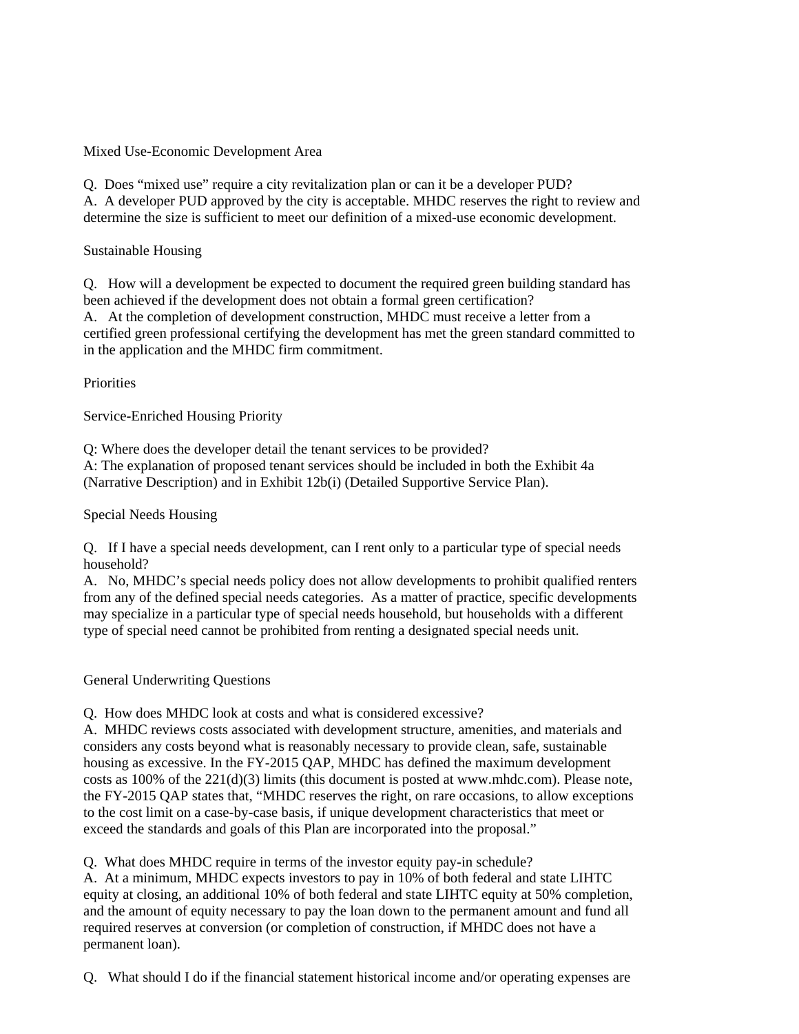## Mixed Use-Economic Development Area

Q. Does "mixed use" require a city revitalization plan or can it be a developer PUD?
A. A developer PUD approved by the city is acceptable. MHDC reserves the right to review and determine the size is sufficient to meet our definition of a mixed-use economic development.

## Sustainable Housing

Q. How will a development be expected to document the required green building standard has been achieved if the development does not obtain a formal green certification?
A. At the completion of development construction, MHDC must receive a letter from a certified green professional certifying the development has met the green standard committed to in the application and the MHDC firm commitment.

# Priorities

## Service-Enriched Housing Priority

Q: Where does the developer detail the tenant services to be provided?
A: The explanation of proposed tenant services should be included in both the Exhibit 4a (Narrative Description) and in Exhibit 12b(i) (Detailed Supportive Service Plan).

## Special Needs Housing

Q. If I have a special needs development, can I rent only to a particular type of special needs household?
A. No, MHDC's special needs policy does not allow developments to prohibit qualified renters from any of the defined special needs categories. As a matter of practice, specific developments may specialize in a particular type of special needs household, but households with a different type of special need cannot be prohibited from renting a designated special needs unit.

# General Underwriting Questions

Q. How does MHDC look at costs and what is considered excessive?
A. MHDC reviews costs associated with development structure, amenities, and materials and considers any costs beyond what is reasonably necessary to provide clean, safe, sustainable housing as excessive. In the FY-2015 QAP, MHDC has defined the maximum development costs as 100% of the 221(d)(3) limits (this document is posted at www.mhdc.com). Please note, the FY-2015 QAP states that, "MHDC reserves the right, on rare occasions, to allow exceptions to the cost limit on a case-by-case basis, if unique development characteristics that meet or exceed the standards and goals of this Plan are incorporated into the proposal."

Q. What does MHDC require in terms of the investor equity pay-in schedule?
A. At a minimum, MHDC expects investors to pay in 10% of both federal and state LIHTC equity at closing, an additional 10% of both federal and state LIHTC equity at 50% completion, and the amount of equity necessary to pay the loan down to the permanent amount and fund all required reserves at conversion (or completion of construction, if MHDC does not have a permanent loan).

Q. What should I do if the financial statement historical income and/or operating expenses are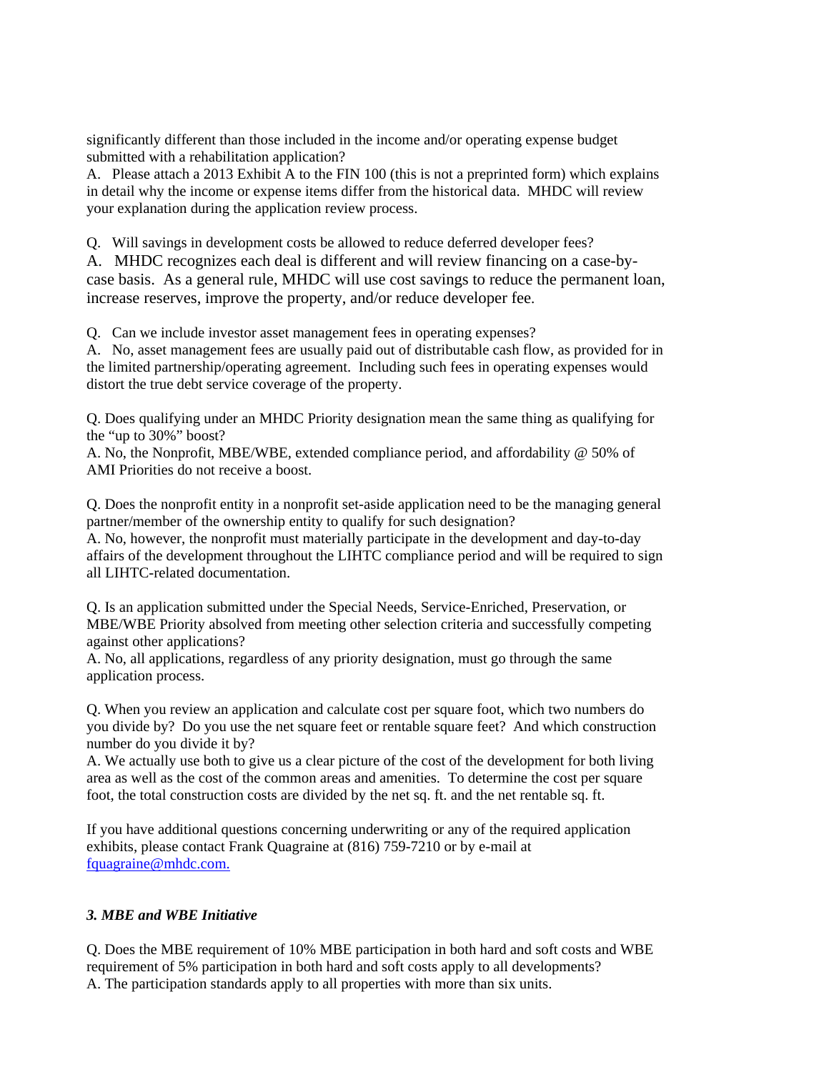significantly different than those included in the income and/or operating expense budget submitted with a rehabilitation application?

A. Please attach a 2013 Exhibit A to the FIN 100 (this is not a preprinted form) which explains in detail why the income or expense items differ from the historical data. MHDC will review your explanation during the application review process.

Q. Will savings in development costs be allowed to reduce deferred developer fees?

A. MHDC recognizes each deal is different and will review financing on a case-by-case basis. As a general rule, MHDC will use cost savings to reduce the permanent loan, increase reserves, improve the property, and/or reduce developer fee.

Q. Can we include investor asset management fees in operating expenses?

A. No, asset management fees are usually paid out of distributable cash flow, as provided for in the limited partnership/operating agreement. Including such fees in operating expenses would distort the true debt service coverage of the property.

Q. Does qualifying under an MHDC Priority designation mean the same thing as qualifying for the "up to 30%" boost?

A. No, the Nonprofit, MBE/WBE, extended compliance period, and affordability @ 50% of AMI Priorities do not receive a boost.

Q. Does the nonprofit entity in a nonprofit set-aside application need to be the managing general partner/member of the ownership entity to qualify for such designation?

A. No, however, the nonprofit must materially participate in the development and day-to-day affairs of the development throughout the LIHTC compliance period and will be required to sign all LIHTC-related documentation.

Q. Is an application submitted under the Special Needs, Service-Enriched, Preservation, or MBE/WBE Priority absolved from meeting other selection criteria and successfully competing against other applications?

A. No, all applications, regardless of any priority designation, must go through the same application process.

Q. When you review an application and calculate cost per square foot, which two numbers do you divide by? Do you use the net square feet or rentable square feet? And which construction number do you divide it by?

A. We actually use both to give us a clear picture of the cost of the development for both living area as well as the cost of the common areas and amenities. To determine the cost per square foot, the total construction costs are divided by the net sq. ft. and the net rentable sq. ft.

If you have additional questions concerning underwriting or any of the required application exhibits, please contact Frank Quagraine at (816) 759-7210 or by e-mail at fquagraine@mhdc.com.

### *3. MBE and WBE Initiative*

Q. Does the MBE requirement of 10% MBE participation in both hard and soft costs and WBE requirement of 5% participation in both hard and soft costs apply to all developments?

A. The participation standards apply to all properties with more than six units.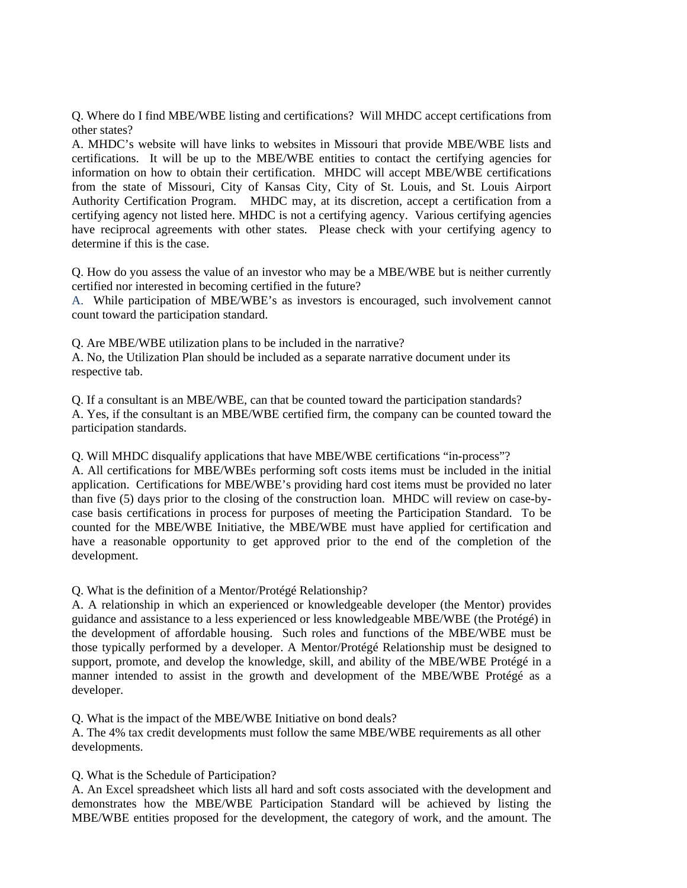Q. Where do I find MBE/WBE listing and certifications? Will MHDC accept certifications from other states?
A. MHDC's website will have links to websites in Missouri that provide MBE/WBE lists and certifications. It will be up to the MBE/WBE entities to contact the certifying agencies for information on how to obtain their certification. MHDC will accept MBE/WBE certifications from the state of Missouri, City of Kansas City, City of St. Louis, and St. Louis Airport Authority Certification Program. MHDC may, at its discretion, accept a certification from a certifying agency not listed here. MHDC is not a certifying agency. Various certifying agencies have reciprocal agreements with other states. Please check with your certifying agency to determine if this is the case.

Q. How do you assess the value of an investor who may be a MBE/WBE but is neither currently certified nor interested in becoming certified in the future?
A. While participation of MBE/WBE's as investors is encouraged, such involvement cannot count toward the participation standard.

Q. Are MBE/WBE utilization plans to be included in the narrative?
A. No, the Utilization Plan should be included as a separate narrative document under its respective tab.

Q. If a consultant is an MBE/WBE, can that be counted toward the participation standards?
A. Yes, if the consultant is an MBE/WBE certified firm, the company can be counted toward the participation standards.

Q. Will MHDC disqualify applications that have MBE/WBE certifications "in-process"?
A. All certifications for MBE/WBEs performing soft costs items must be included in the initial application. Certifications for MBE/WBE's providing hard cost items must be provided no later than five (5) days prior to the closing of the construction loan. MHDC will review on case-by-case basis certifications in process for purposes of meeting the Participation Standard. To be counted for the MBE/WBE Initiative, the MBE/WBE must have applied for certification and have a reasonable opportunity to get approved prior to the end of the completion of the development.

Q. What is the definition of a Mentor/Protégé Relationship?
A. A relationship in which an experienced or knowledgeable developer (the Mentor) provides guidance and assistance to a less experienced or less knowledgeable MBE/WBE (the Protégé) in the development of affordable housing. Such roles and functions of the MBE/WBE must be those typically performed by a developer. A Mentor/Protégé Relationship must be designed to support, promote, and develop the knowledge, skill, and ability of the MBE/WBE Protégé in a manner intended to assist in the growth and development of the MBE/WBE Protégé as a developer.

Q. What is the impact of the MBE/WBE Initiative on bond deals?
A. The 4% tax credit developments must follow the same MBE/WBE requirements as all other developments.

Q. What is the Schedule of Participation?
A. An Excel spreadsheet which lists all hard and soft costs associated with the development and demonstrates how the MBE/WBE Participation Standard will be achieved by listing the MBE/WBE entities proposed for the development, the category of work, and the amount. The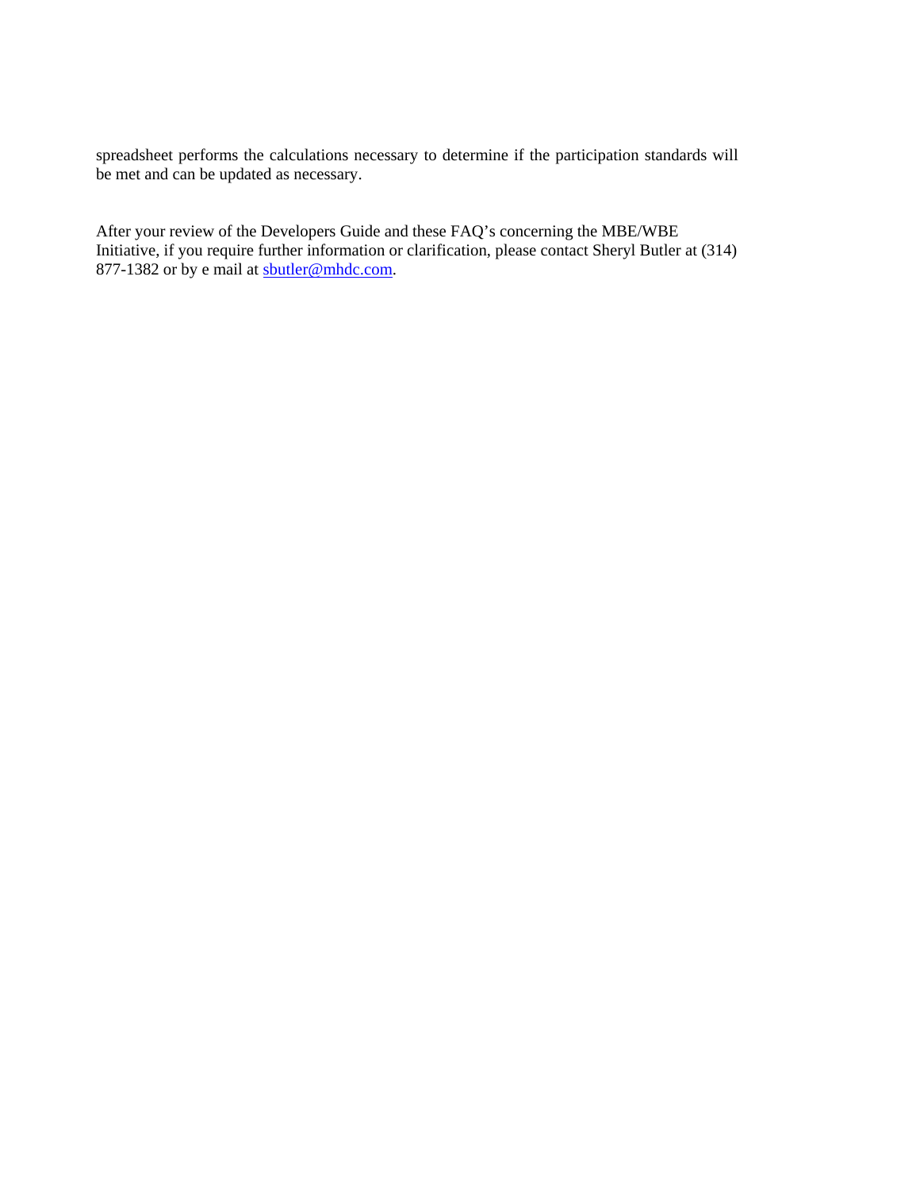spreadsheet performs the calculations necessary to determine if the participation standards will be met and can be updated as necessary.

After your review of the Developers Guide and these FAQ's concerning the MBE/WBE Initiative, if you require further information or clarification, please contact Sheryl Butler at (314) 877-1382 or by e mail at sbutler@mhdc.com.